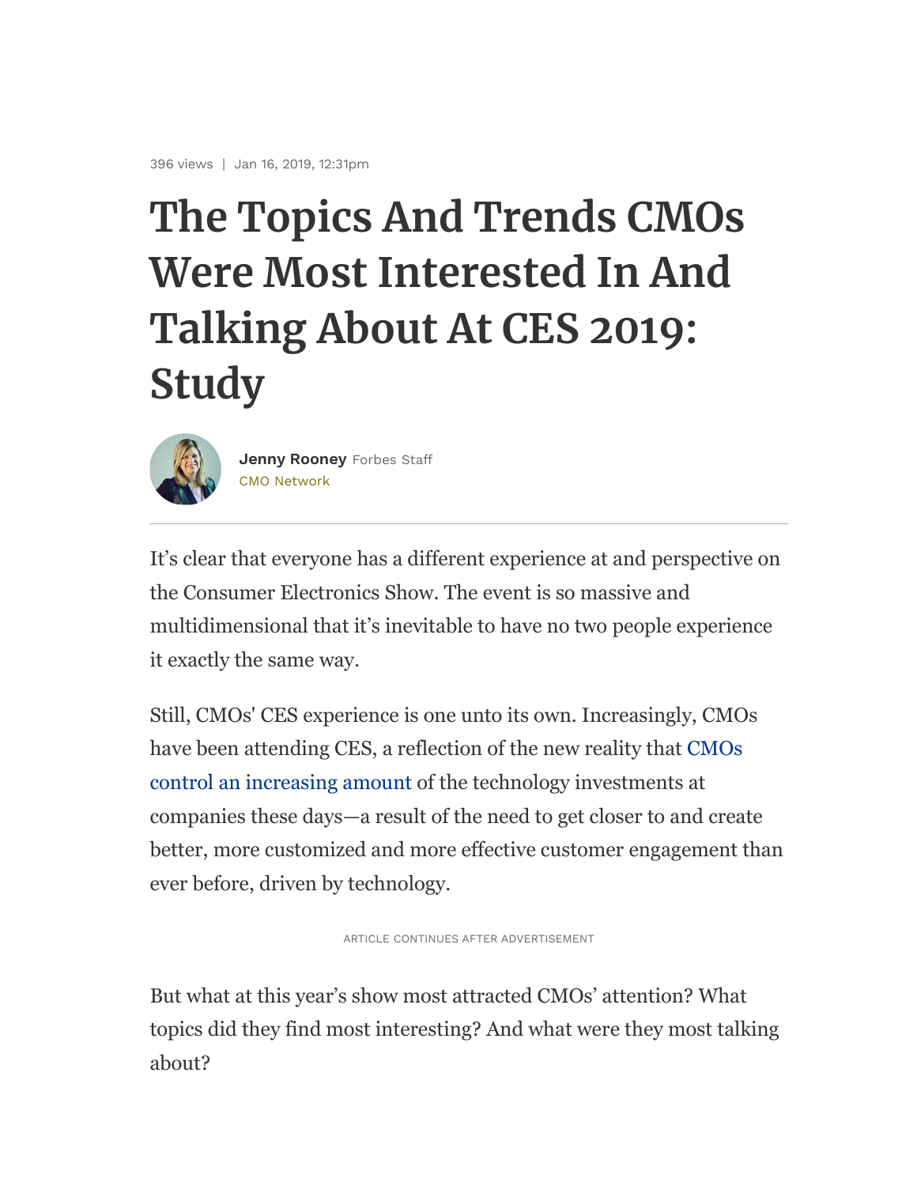396 views | Jan 16, 2019, 12:31pm

# The Topics And Trends CMOs Were Most Interested In And Talking About At CES 2019: Study

**Jenny Rooney** Forbes Staff
CMO Network

It's clear that everyone has a different experience at and perspective on the Consumer Electronics Show. The event is so massive and multidimensional that it's inevitable to have no two people experience it exactly the same way.

Still, CMOs' CES experience is one unto its own. Increasingly, CMOs have been attending CES, a reflection of the new reality that CMOs control an increasing amount of the technology investments at companies these days—a result of the need to get closer to and create better, more customized and more effective customer engagement than ever before, driven by technology.

But what at this year's show most attracted CMOs' attention? What topics did they find most interesting? And what were they most talking about?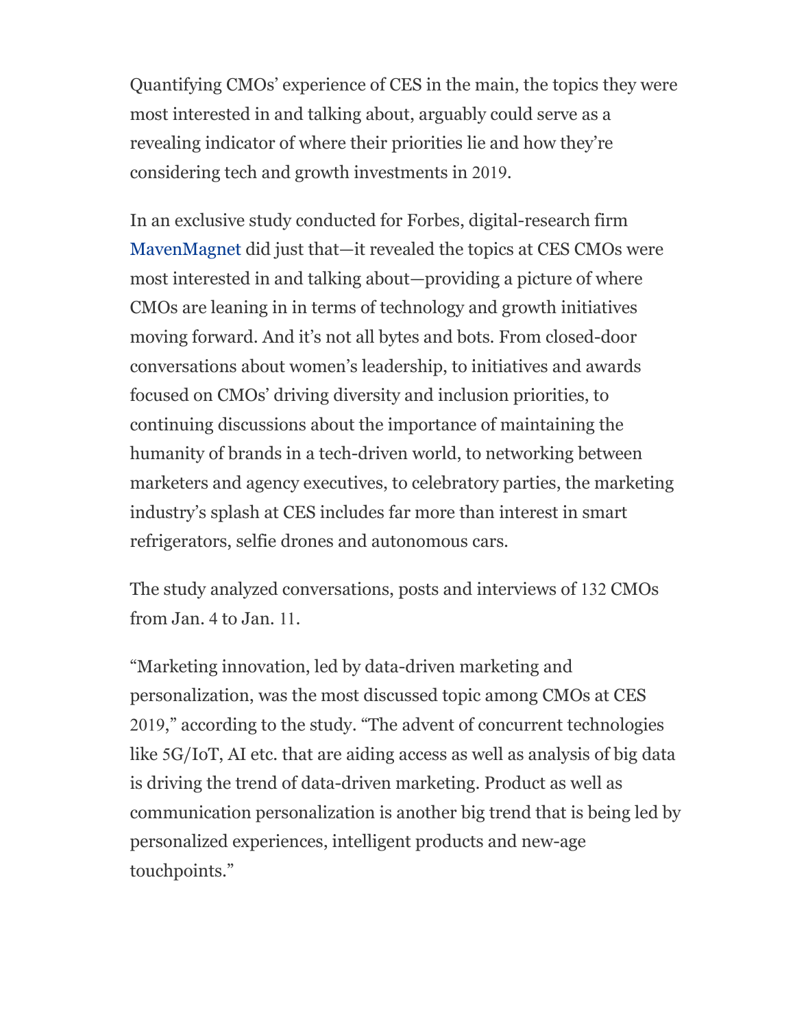Quantifying CMOs' experience of CES in the main, the topics they were most interested in and talking about, arguably could serve as a revealing indicator of where their priorities lie and how they're considering tech and growth investments in 2019.

In an exclusive study conducted for Forbes, digital-research firm MavenMagnet did just that—it revealed the topics at CES CMOs were most interested in and talking about—providing a picture of where CMOs are leaning in in terms of technology and growth initiatives moving forward. And it's not all bytes and bots. From closed-door conversations about women's leadership, to initiatives and awards focused on CMOs' driving diversity and inclusion priorities, to continuing discussions about the importance of maintaining the humanity of brands in a tech-driven world, to networking between marketers and agency executives, to celebratory parties, the marketing industry's splash at CES includes far more than interest in smart refrigerators, selfie drones and autonomous cars.

The study analyzed conversations, posts and interviews of 132 CMOs from Jan. 4 to Jan. 11.

"Marketing innovation, led by data-driven marketing and personalization, was the most discussed topic among CMOs at CES 2019," according to the study. "The advent of concurrent technologies like 5G/IoT, AI etc. that are aiding access as well as analysis of big data is driving the trend of data-driven marketing. Product as well as communication personalization is another big trend that is being led by personalized experiences, intelligent products and new-age touchpoints."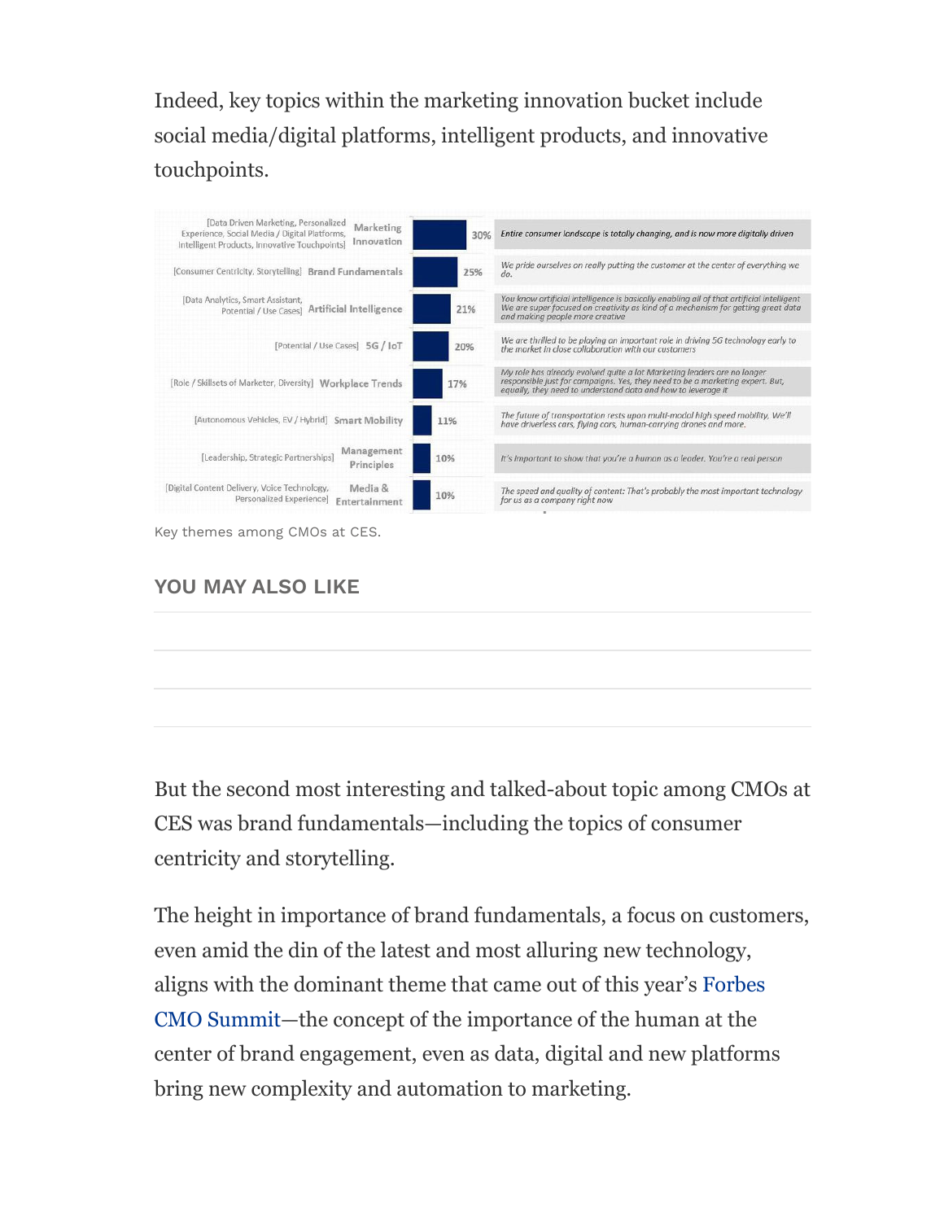Indeed, key topics within the marketing innovation bucket include social media/digital platforms, intelligent products, and innovative touchpoints.

| Topics | Theme | % | Quote |
|---|---|---|---|
| [Data Driven Marketing, Personalized Experience, Social Media / Digital Platforms, Intelligent Products, Innovative Touchpoints] | Marketing Innovation | 30% | *Entire consumer landscape is totally changing, and is now more digitally driven* |
| [Consumer Centricity, Storytelling] | Brand Fundamentals | 25% | *We pride ourselves on really putting the customer at the center of everything we do.* |
| [Data Analytics, Smart Assistant, Potential / Use Cases] | Artificial Intelligence | 21% | *You know artificial intelligence is basically enabling all of that artificial intelligent We are super focused on creativity as kind of a mechanism for getting great data and making people more creative* |
| [Potential / Use Cases] | 5G / IoT | 20% | *We are thrilled to be playing an important role in driving 5G technology early to the market in close collaboration with our customers* |
| [Role / Skillsets of Marketer, Diversity] | Workplace Trends | 17% | *My role has already evolved quite a lot Marketing leaders are no longer responsible just for campaigns. Yes, they need to be a marketing expert. But, equally, they need to understand data and how to leverage it* |
| [Autonomous Vehicles, EV / Hybrid] | Smart Mobility | 11% | *The future of transportation rests upon multi-modal high speed mobility, We'll have driverless cars, flying cars, human-carrying drones and more.* |
| [Leadership, Strategic Partnerships] | Management Principles | 10% | *It's important to show that you're a human as a leader. You're a real person* |
| [Digital Content Delivery, Voice Technology, Personalized Experience] | Media & Entertainment | 10% | *The speed and quality of content: That's probably the most important technology for us as a company right now* |

Key themes among CMOs at CES.

## YOU MAY ALSO LIKE

But the second most interesting and talked-about topic among CMOs at CES was brand fundamentals—including the topics of consumer centricity and storytelling.

The height in importance of brand fundamentals, a focus on customers, even amid the din of the latest and most alluring new technology, aligns with the dominant theme that came out of this year's Forbes CMO Summit—the concept of the importance of the human at the center of brand engagement, even as data, digital and new platforms bring new complexity and automation to marketing.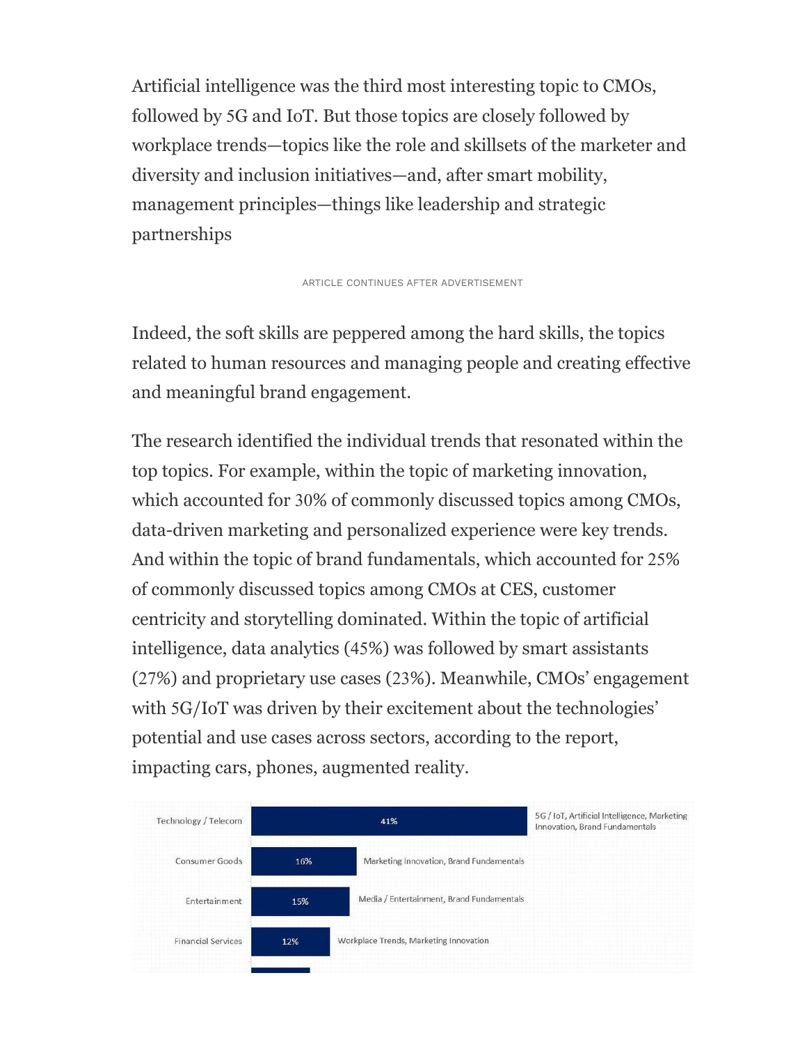Artificial intelligence was the third most interesting topic to CMOs, followed by 5G and IoT. But those topics are closely followed by workplace trends—topics like the role and skillsets of the marketer and diversity and inclusion initiatives—and, after smart mobility, management principles—things like leadership and strategic partnerships

Indeed, the soft skills are peppered among the hard skills, the topics related to human resources and managing people and creating effective and meaningful brand engagement.

The research identified the individual trends that resonated within the top topics. For example, within the topic of marketing innovation, which accounted for 30% of commonly discussed topics among CMOs, data-driven marketing and personalized experience were key trends. And within the topic of brand fundamentals, which accounted for 25% of commonly discussed topics among CMOs at CES, customer centricity and storytelling dominated. Within the topic of artificial intelligence, data analytics (45%) was followed by smart assistants (27%) and proprietary use cases (23%). Meanwhile, CMOs' engagement with 5G/IoT was driven by their excitement about the technologies' potential and use cases across sectors, according to the report, impacting cars, phones, augmented reality.

| Sector | Share | Topics |
| --- | --- | --- |
| Technology / Telecom | 41% | 5G / IoT, Artificial Intelligence, Marketing Innovation, Brand Fundamentals |
| Consumer Goods | 16% | Marketing Innovation, Brand Fundamentals |
| Entertainment | 15% | Media / Entertainment, Brand Fundamentals |
| Financial Services | 12% | Workplace Trends, Marketing Innovation |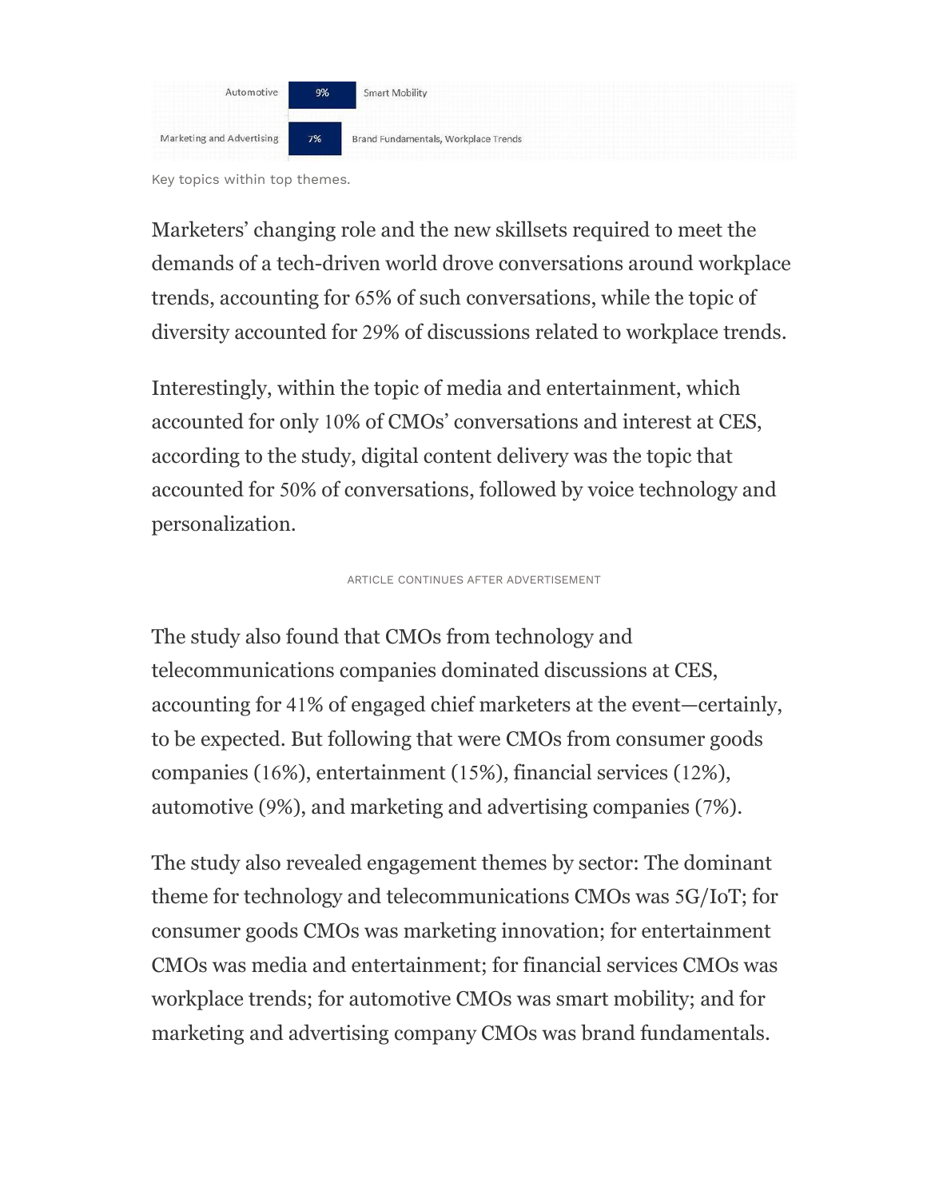Automotive
9%
Smart Mobility

Marketing and Advertising
7%
Brand Fundamentals, Workplace Trends

Key topics within top themes.

Marketers' changing role and the new skillsets required to meet the demands of a tech-driven world drove conversations around workplace trends, accounting for 65% of such conversations, while the topic of diversity accounted for 29% of discussions related to workplace trends.

Interestingly, within the topic of media and entertainment, which accounted for only 10% of CMOs' conversations and interest at CES, according to the study, digital content delivery was the topic that accounted for 50% of conversations, followed by voice technology and personalization.

The study also found that CMOs from technology and telecommunications companies dominated discussions at CES, accounting for 41% of engaged chief marketers at the event—certainly, to be expected. But following that were CMOs from consumer goods companies (16%), entertainment (15%), financial services (12%), automotive (9%), and marketing and advertising companies (7%).

The study also revealed engagement themes by sector: The dominant theme for technology and telecommunications CMOs was 5G/IoT; for consumer goods CMOs was marketing innovation; for entertainment CMOs was media and entertainment; for financial services CMOs was workplace trends; for automotive CMOs was smart mobility; and for marketing and advertising company CMOs was brand fundamentals.